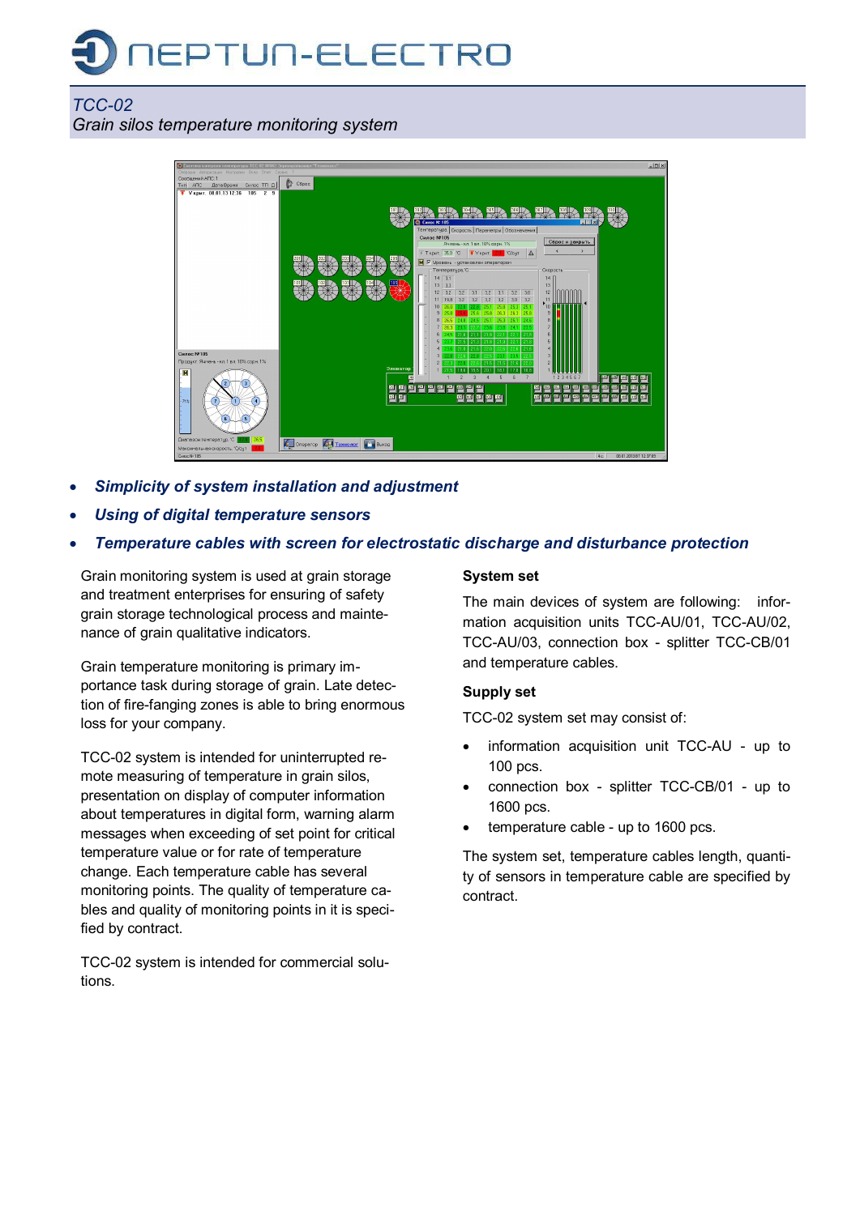NEPTUN-ELECTRO

*TCC-02*
*Grain silos temperature monitoring system*

- ***Simplicity of system installation and adjustment***
- ***Using of digital temperature sensors***
- ***Temperature cables with screen for electrostatic discharge and disturbance protection***

Grain monitoring system is used at grain storage and treatment enterprises for ensuring of safety grain storage technological process and maintenance of grain qualitative indicators.

Grain temperature monitoring is primary importance task during storage of grain. Late detection of fire-fanging zones is able to bring enormous loss for your company.

TCC-02 system is intended for uninterrupted remote measuring of temperature in grain silos, presentation on display of computer information about temperatures in digital form, warning alarm messages when exceeding of set point for critical temperature value or for rate of temperature change. Each temperature cable has several monitoring points. The quality of temperature cables and quality of monitoring points in it is specified by contract.

TCC-02 system is intended for commercial solutions.

**System set**

The main devices of system are following: information acquisition units TCC-AU/01, TCC-AU/02, TCC-AU/03, connection box - splitter TCC-CB/01 and temperature cables.

**Supply set**

TCC-02 system set may consist of:

- information acquisition unit TCC-AU - up to 100 pcs.
- connection box - splitter TCC-CB/01 - up to 1600 pcs.
- temperature cable - up to 1600 pcs.

The system set, temperature cables length, quantity of sensors in temperature cable are specified by contract.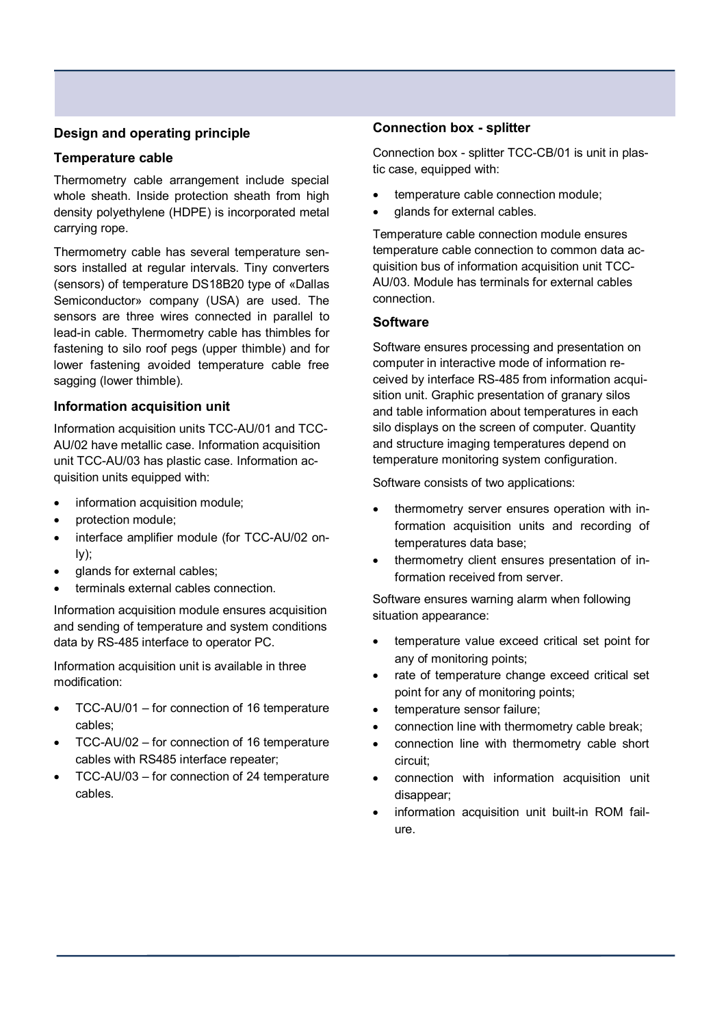## Design and operating principle

### Temperature cable

Thermometry cable arrangement include special whole sheath. Inside protection sheath from high density polyethylene (HDPE) is incorporated metal carrying rope.

Thermometry cable has several temperature sensors installed at regular intervals. Tiny converters (sensors) of temperature DS18B20 type of «Dallas Semiconductor» company (USA) are used. The sensors are three wires connected in parallel to lead-in cable. Thermometry cable has thimbles for fastening to silo roof pegs (upper thimble) and for lower fastening avoided temperature cable free sagging (lower thimble).

### Information acquisition unit

Information acquisition units TCC-AU/01 and TCC-AU/02 have metallic case. Information acquisition unit TCC-AU/03 has plastic case. Information acquisition units equipped with:

- information acquisition module;
- protection module;
- interface amplifier module (for TCC-AU/02 only);
- glands for external cables;
- terminals external cables connection.

Information acquisition module ensures acquisition and sending of temperature and system conditions data by RS-485 interface to operator PC.

Information acquisition unit is available in three modification:

- TCC-AU/01 – for connection of 16 temperature cables;
- TCC-AU/02 – for connection of 16 temperature cables with RS485 interface repeater;
- TCC-AU/03 – for connection of 24 temperature cables.

### Connection box - splitter

Connection box - splitter TCC-CB/01 is unit in plastic case, equipped with:

- temperature cable connection module;
- glands for external cables.

Temperature cable connection module ensures temperature cable connection to common data acquisition bus of information acquisition unit TCC-AU/03. Module has terminals for external cables connection.

### Software

Software ensures processing and presentation on computer in interactive mode of information received by interface RS-485 from information acquisition unit. Graphic presentation of granary silos and table information about temperatures in each silo displays on the screen of computer. Quantity and structure imaging temperatures depend on temperature monitoring system configuration.

Software consists of two applications:

- thermometry server ensures operation with information acquisition units and recording of temperatures data base;
- thermometry client ensures presentation of information received from server.

Software ensures warning alarm when following situation appearance:

- temperature value exceed critical set point for any of monitoring points;
- rate of temperature change exceed critical set point for any of monitoring points;
- temperature sensor failure;
- connection line with thermometry cable break;
- connection line with thermometry cable short circuit;
- connection with information acquisition unit disappear;
- information acquisition unit built-in ROM failure.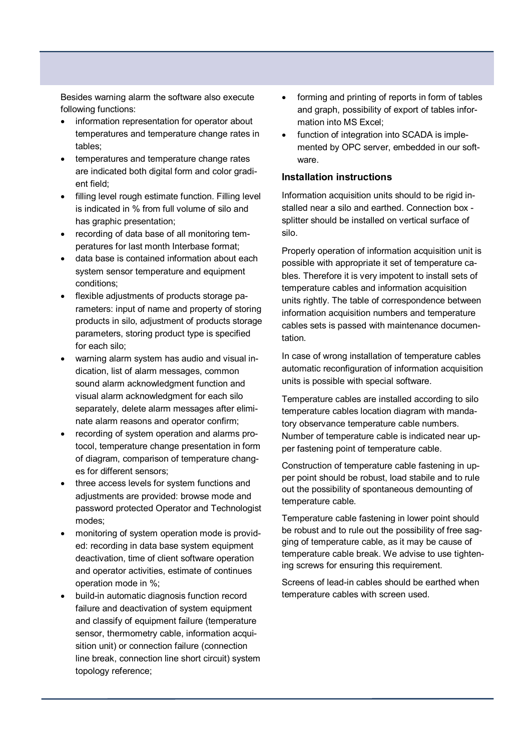Besides warning alarm the software also execute following functions:

- information representation for operator about temperatures and temperature change rates in tables;
- temperatures and temperature change rates are indicated both digital form and color gradient field;
- filling level rough estimate function. Filling level is indicated in % from full volume of silo and has graphic presentation;
- recording of data base of all monitoring temperatures for last month Interbase format;
- data base is contained information about each system sensor temperature and equipment conditions;
- flexible adjustments of products storage parameters: input of name and property of storing products in silo, adjustment of products storage parameters, storing product type is specified for each silo;
- warning alarm system has audio and visual indication, list of alarm messages, common sound alarm acknowledgment function and visual alarm acknowledgment for each silo separately, delete alarm messages after eliminate alarm reasons and operator confirm;
- recording of system operation and alarms protocol, temperature change presentation in form of diagram, comparison of temperature changes for different sensors;
- three access levels for system functions and adjustments are provided: browse mode and password protected Operator and Technologist modes;
- monitoring of system operation mode is provided: recording in data base system equipment deactivation, time of client software operation and operator activities, estimate of continues operation mode in %;
- build-in automatic diagnosis function record failure and deactivation of system equipment and classify of equipment failure (temperature sensor, thermometry cable, information acquisition unit) or connection failure (connection line break, connection line short circuit) system topology reference;
- forming and printing of reports in form of tables and graph, possibility of export of tables information into MS Excel;
- function of integration into SCADA is implemented by OPC server, embedded in our software.

### Installation instructions

Information acquisition units should to be rigid installed near a silo and earthed. Connection box - splitter should be installed on vertical surface of silo.

Properly operation of information acquisition unit is possible with appropriate it set of temperature cables. Therefore it is very impotent to install sets of temperature cables and information acquisition units rightly. The table of correspondence between information acquisition numbers and temperature cables sets is passed with maintenance documentation.

In case of wrong installation of temperature cables automatic reconfiguration of information acquisition units is possible with special software.

Temperature cables are installed according to silo temperature cables location diagram with mandatory observance temperature cable numbers. Number of temperature cable is indicated near upper fastening point of temperature cable.

Construction of temperature cable fastening in upper point should be robust, load stabile and to rule out the possibility of spontaneous demounting of temperature cable.

Temperature cable fastening in lower point should be robust and to rule out the possibility of free sagging of temperature cable, as it may be cause of temperature cable break. We advise to use tightening screws for ensuring this requirement.

Screens of lead-in cables should be earthed when temperature cables with screen used.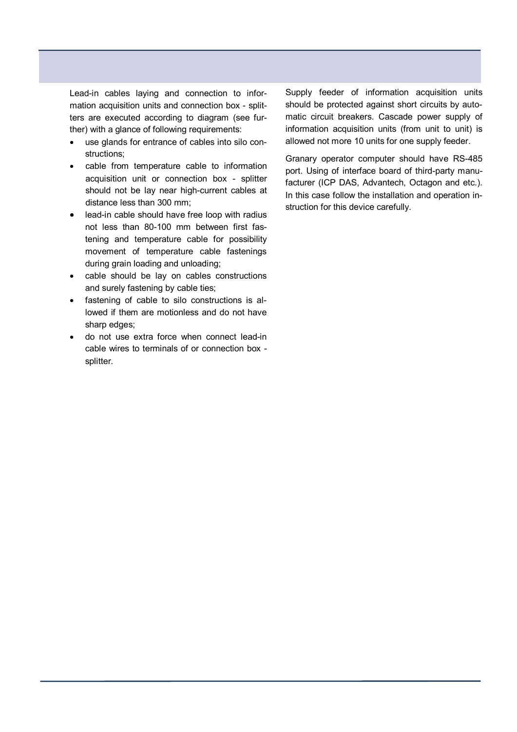Lead-in cables laying and connection to information acquisition units and connection box - splitters are executed according to diagram (see further) with a glance of following requirements:

- use glands for entrance of cables into silo constructions;
- cable from temperature cable to information acquisition unit or connection box - splitter should not be lay near high-current cables at distance less than 300 mm;
- lead-in cable should have free loop with radius not less than 80-100 mm between first fastening and temperature cable for possibility movement of temperature cable fastenings during grain loading and unloading;
- cable should be lay on cables constructions and surely fastening by cable ties;
- fastening of cable to silo constructions is allowed if them are motionless and do not have sharp edges;
- do not use extra force when connect lead-in cable wires to terminals of or connection box - splitter.

Supply feeder of information acquisition units should be protected against short circuits by automatic circuit breakers. Cascade power supply of information acquisition units (from unit to unit) is allowed not more 10 units for one supply feeder.

Granary operator computer should have RS-485 port. Using of interface board of third-party manufacturer (ICP DAS, Advantech, Octagon and etc.). In this case follow the installation and operation instruction for this device carefully.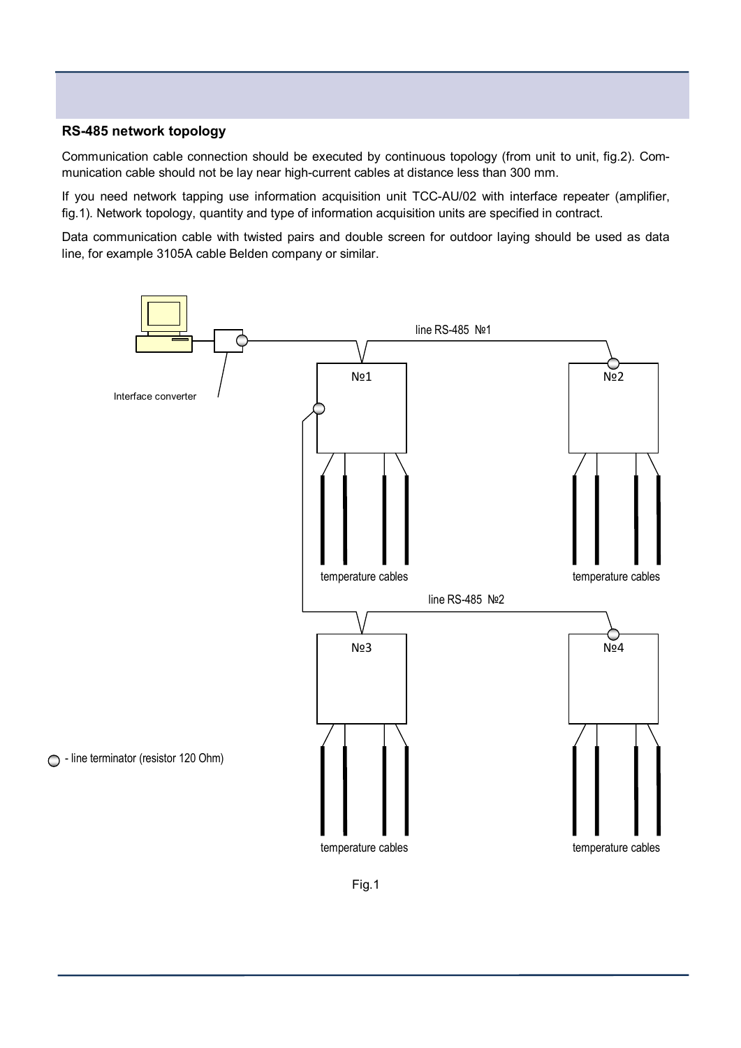### RS-485 network topology

Communication cable connection should be executed by continuous topology (from unit to unit, fig.2). Communication cable should not be lay near high-current cables at distance less than 300 mm.

If you need network tapping use information acquisition unit TCC-AU/02 with interface repeater (amplifier, fig.1). Network topology, quantity and type of information acquisition units are specified in contract.

Data communication cable with twisted pairs and double screen for outdoor laying should be used as data line, for example 3105A cable Belden company or similar.

Interface converter

line RS-485 №1

№1

№2

temperature cables

temperature cables

line RS-485 №2

№3

№4

- line terminator (resistor 120 Ohm)

temperature cables

temperature cables

Fig.1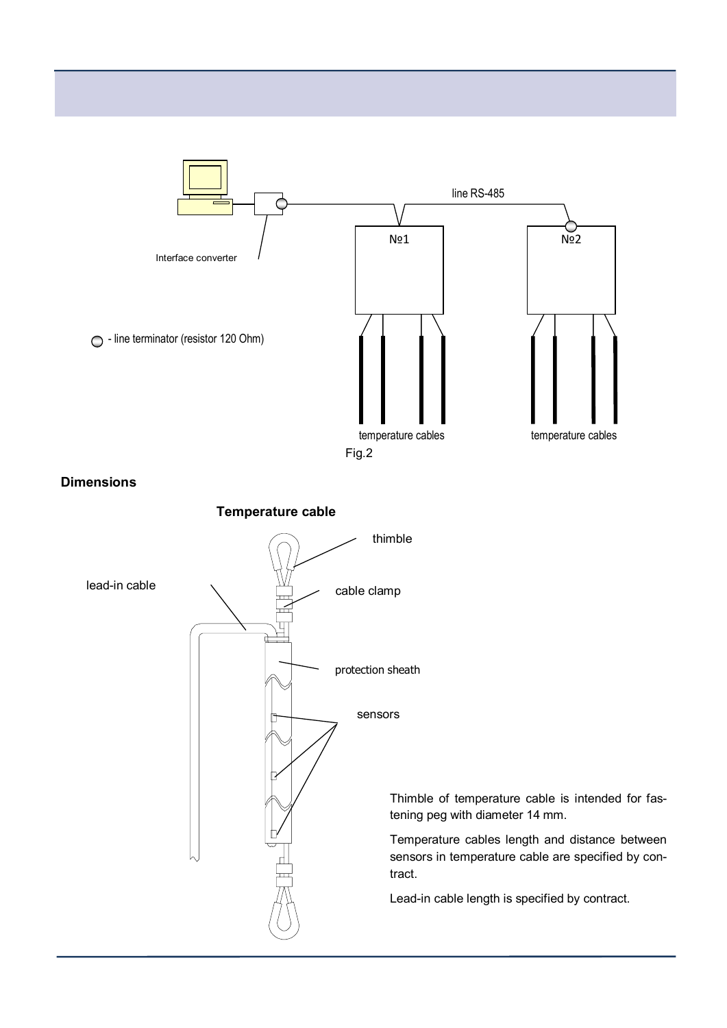Interface converter

line RS-485

№1

№2

- line terminator (resistor 120 Ohm)

temperature cables

temperature cables

Fig.2

**Dimensions**

**Temperature cable**

thimble

lead-in cable

cable clamp

protection sheath

sensors

Thimble of temperature cable is intended for fastening peg with diameter 14 mm.

Temperature cables length and distance between sensors in temperature cable are specified by contract.

Lead-in cable length is specified by contract.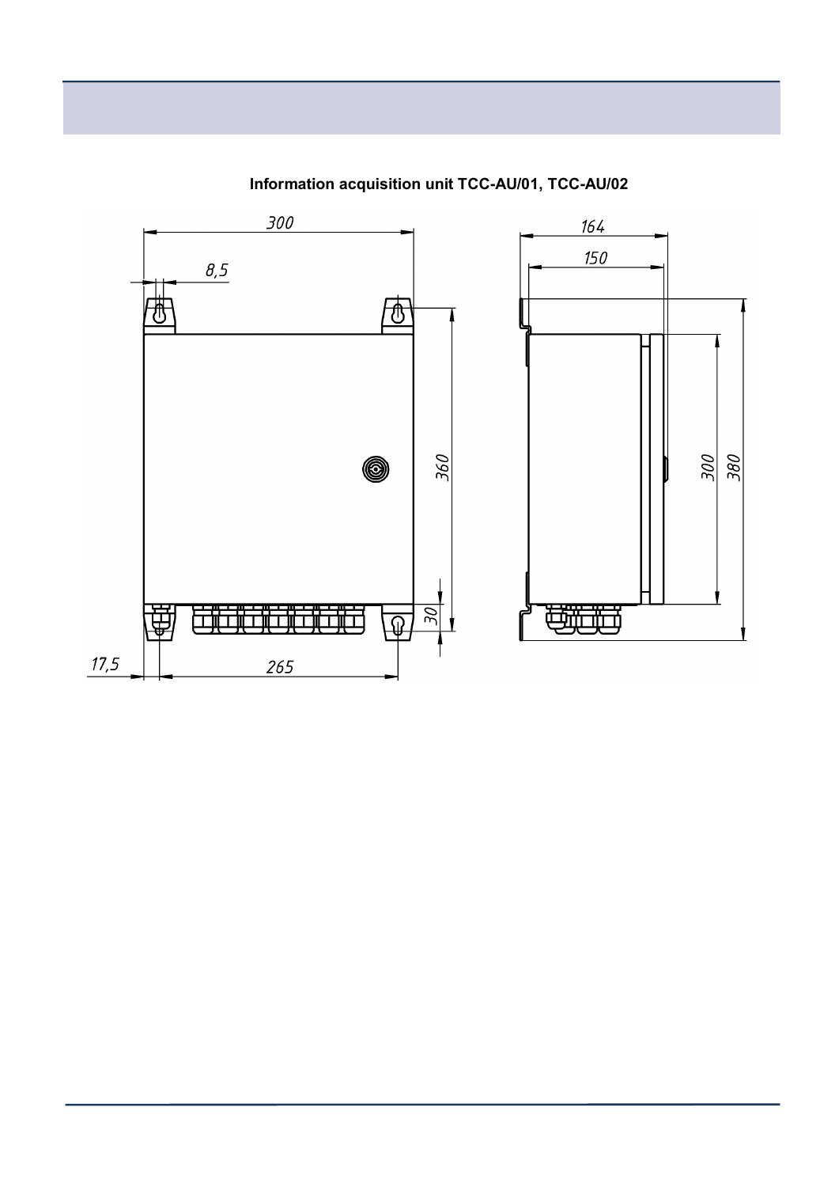**Information acquisition unit TCC-AU/01, TCC-AU/02**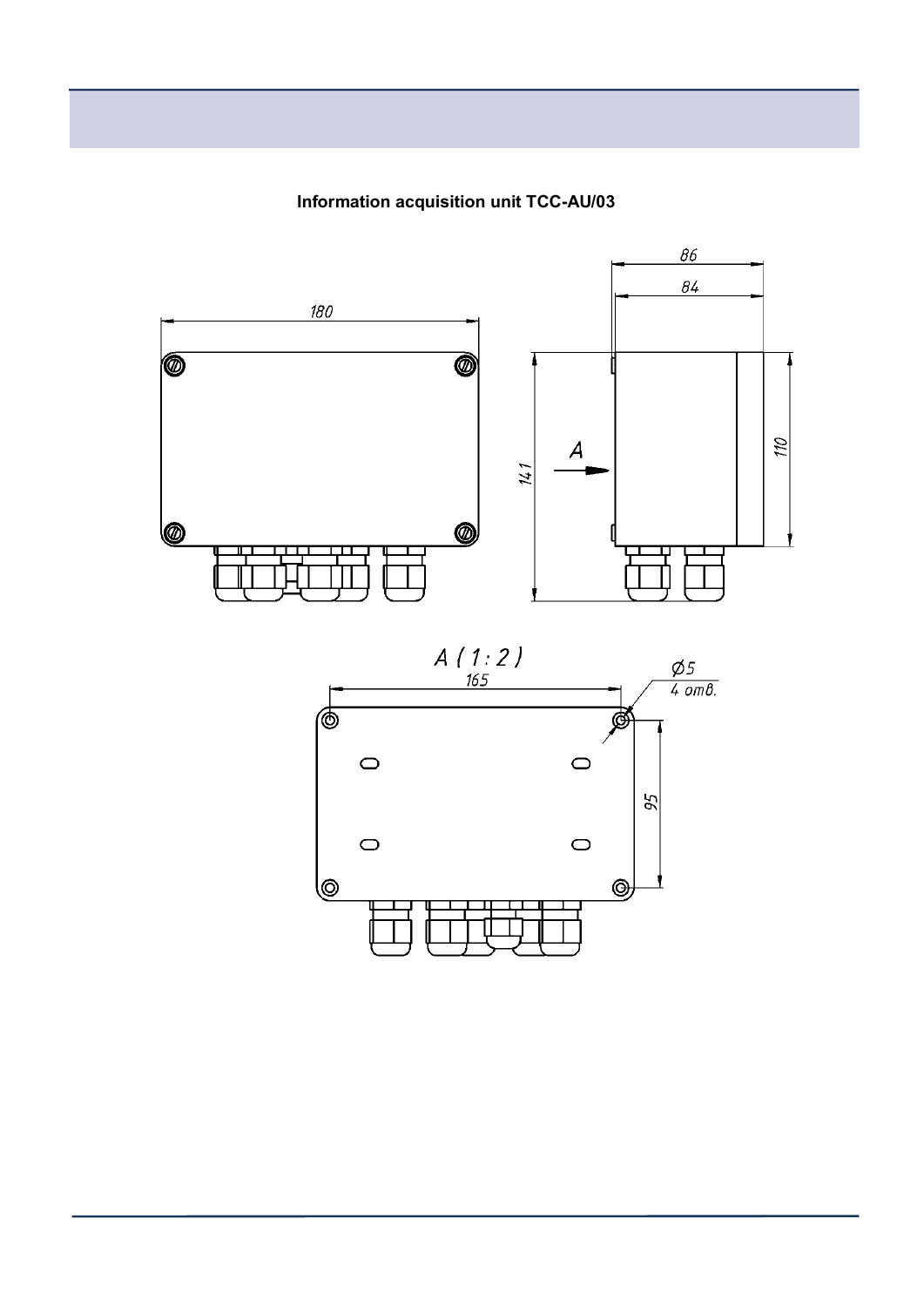**Information acquisition unit TCC-AU/03**

180

86

84

141

A

110

A ( 1 : 2 )

165

Ø5
4 отв.

95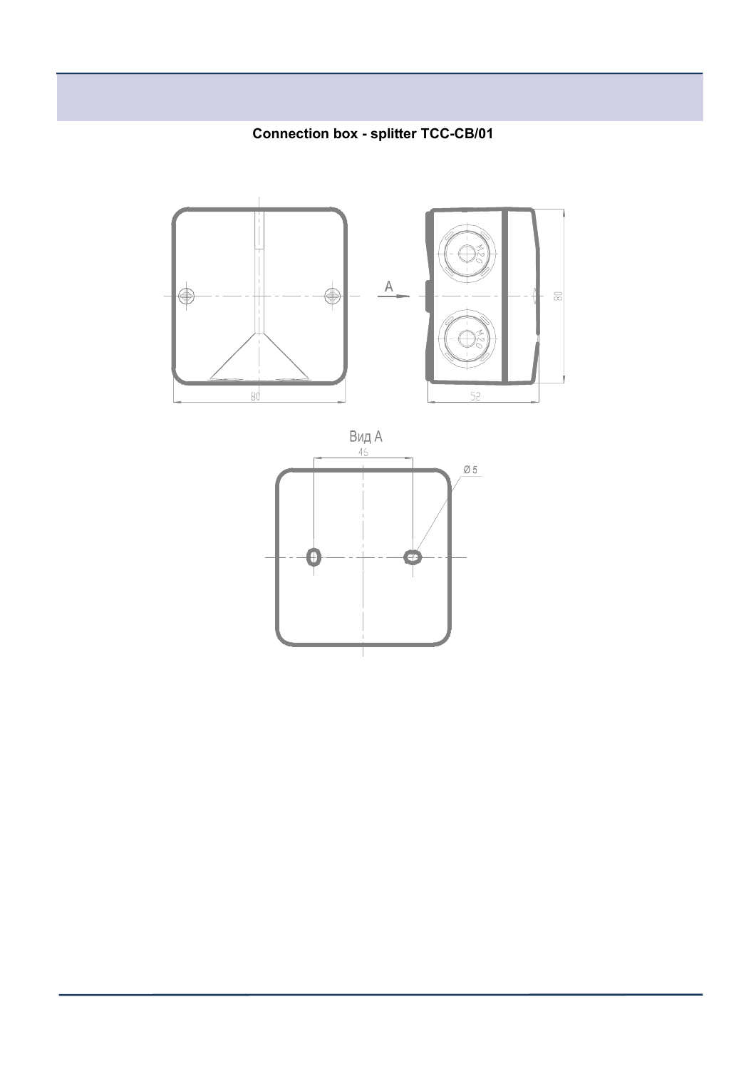**Connection box - splitter TCC-CB/01**

80

A

M20

M20

80

52

Вид A

46

Ø 5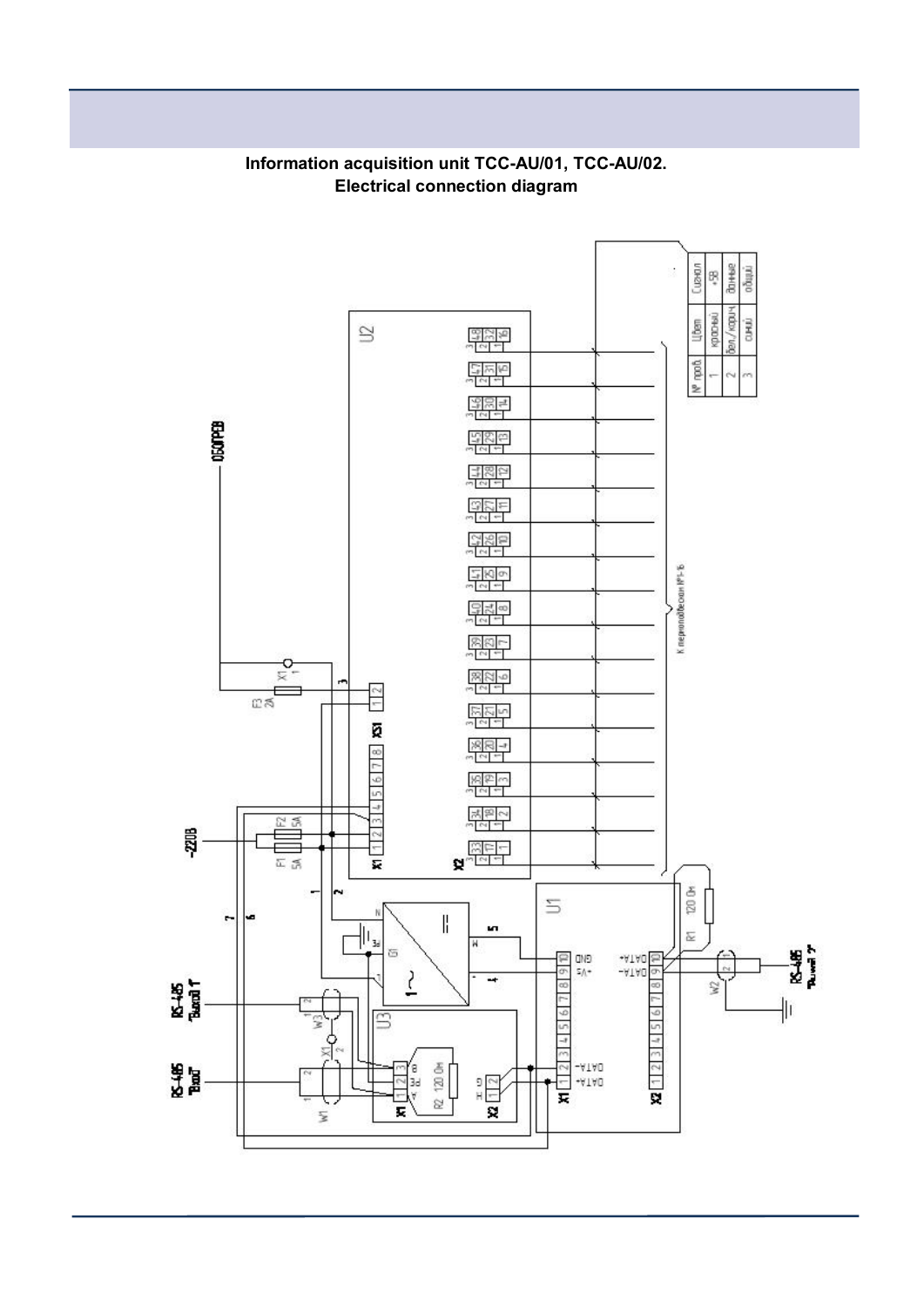**Information acquisition unit TCC-AU/01, TCC-AU/02.**
**Electrical connection diagram**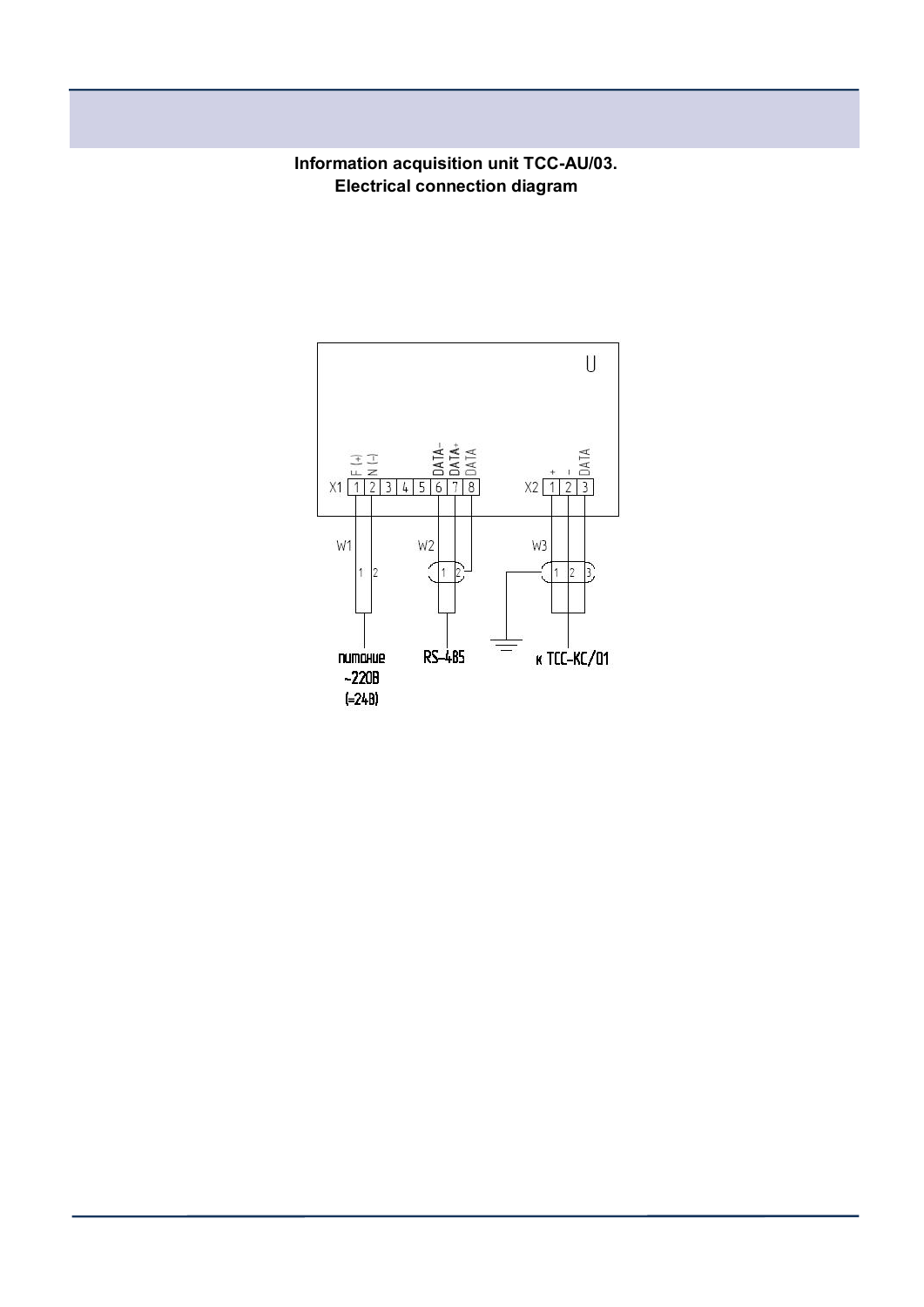**Information acquisition unit TCC-AU/03.**
**Electrical connection diagram**

U

X1: 1 F (+), 2 N (–), 3, 4, 5, 6 DATA–, 7 DATA+, 8 DATA

X2: 1 +, 2 –, 3 DATA

W1 — 1, 2 — питание ~220В (=24В)

W2 — 1, 2 — RS-485

W3 — 1, 2, 3 — к TCC-KC/01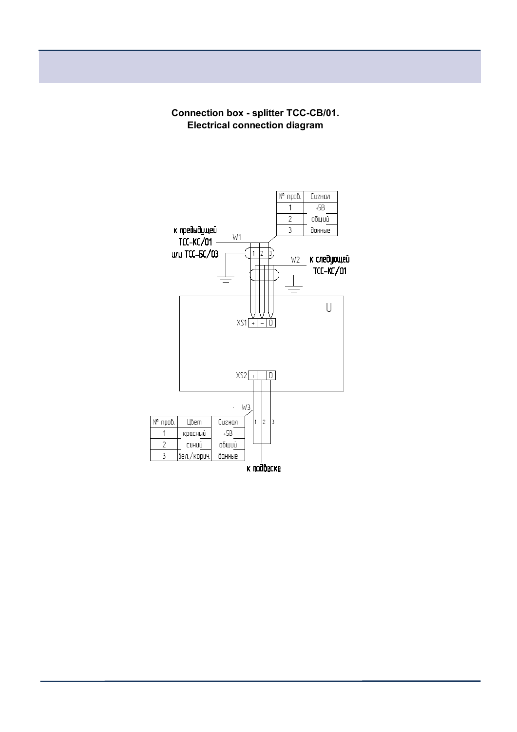**Connection box - splitter TCC-CB/01.**
**Electrical connection diagram**

| № пров. | Сигнал |
|---|---|
| 1 | +5В |
| 2 | общий |
| 3 | данные |

к предыдущей ТСС-КС/01 или ТСС-БС/03

W1

1 2 3

W2

к следующей ТСС-КС/01

U

XS1 + – D

XS2 + – D

W3

| № пров. | Цвет | Сигнал |
|---|---|---|
| 1 | красный | +5В |
| 2 | синий | общий |
| 3 | бел./корич. | данные |

1 2 3

к подвеске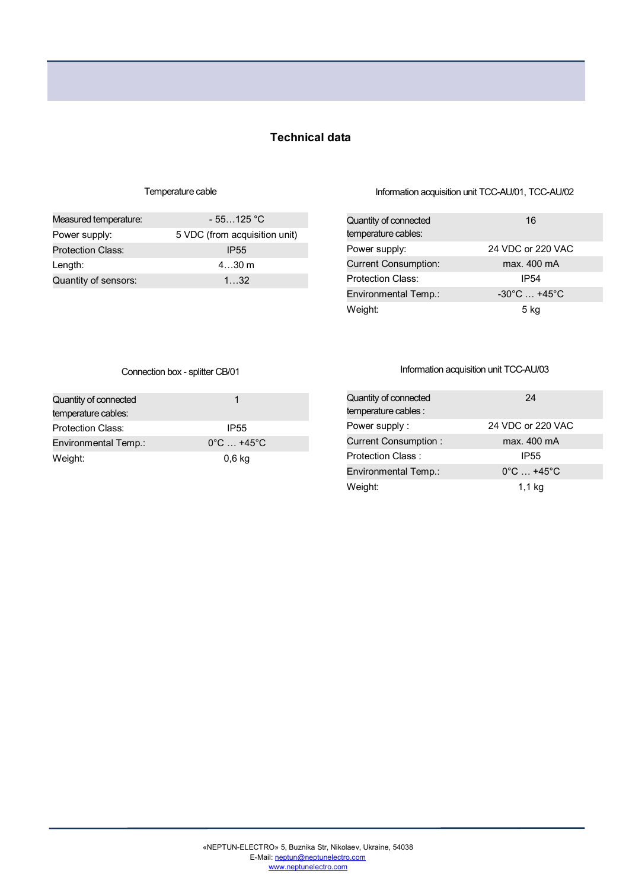## Technical data

### Temperature cable

| | |
|---|---|
| Measured temperature: | - 55…125 °C |
| Power supply: | 5 VDC (from acquisition unit) |
| Protection Class: | IP55 |
| Length: | 4…30 m |
| Quantity of sensors: | 1…32 |

### Information acquisition unit TCC-AU/01, TCC-AU/02

| | |
|---|---|
| Quantity of connected temperature cables: | 16 |
| Power supply: | 24 VDC or 220 VAC |
| Current Consumption: | max. 400 mA |
| Protection Class: | IP54 |
| Environmental Temp.: | -30°C … +45°C |
| Weight: | 5 kg |

### Connection box - splitter CB/01

| | |
|---|---|
| Quantity of connected temperature cables: | 1 |
| Protection Class: | IP55 |
| Environmental Temp.: | 0°C … +45°C |
| Weight: | 0,6 kg |

### Information acquisition unit TCC-AU/03

| | |
|---|---|
| Quantity of connected temperature cables : | 24 |
| Power supply : | 24 VDC or 220 VAC |
| Current Consumption : | max. 400 mA |
| Protection Class : | IP55 |
| Environmental Temp.: | 0°C … +45°C |
| Weight: | 1,1 kg |

«NEPTUN-ELECTRO» 5, Buznika Str, Nikolaev, Ukraine, 54038
E-Mail: neptun@neptunelectro.com
www.neptunelectro.com